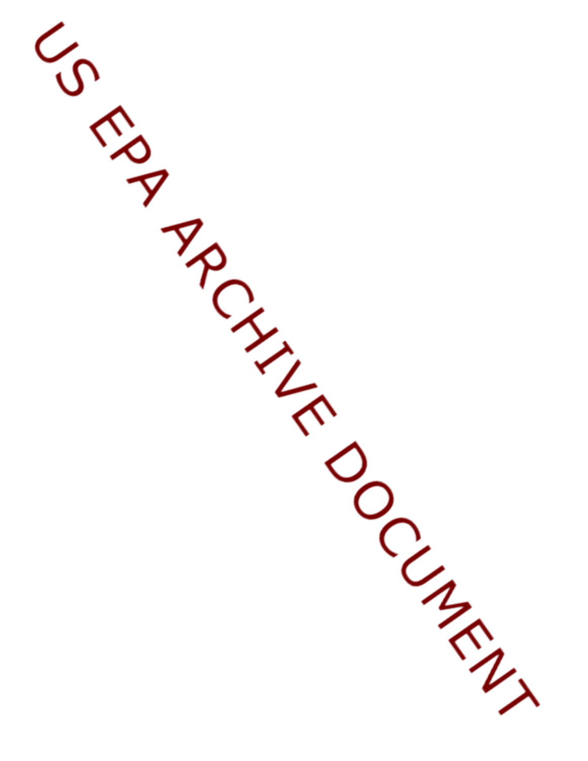US EPA ARCHIVE DOCUMENT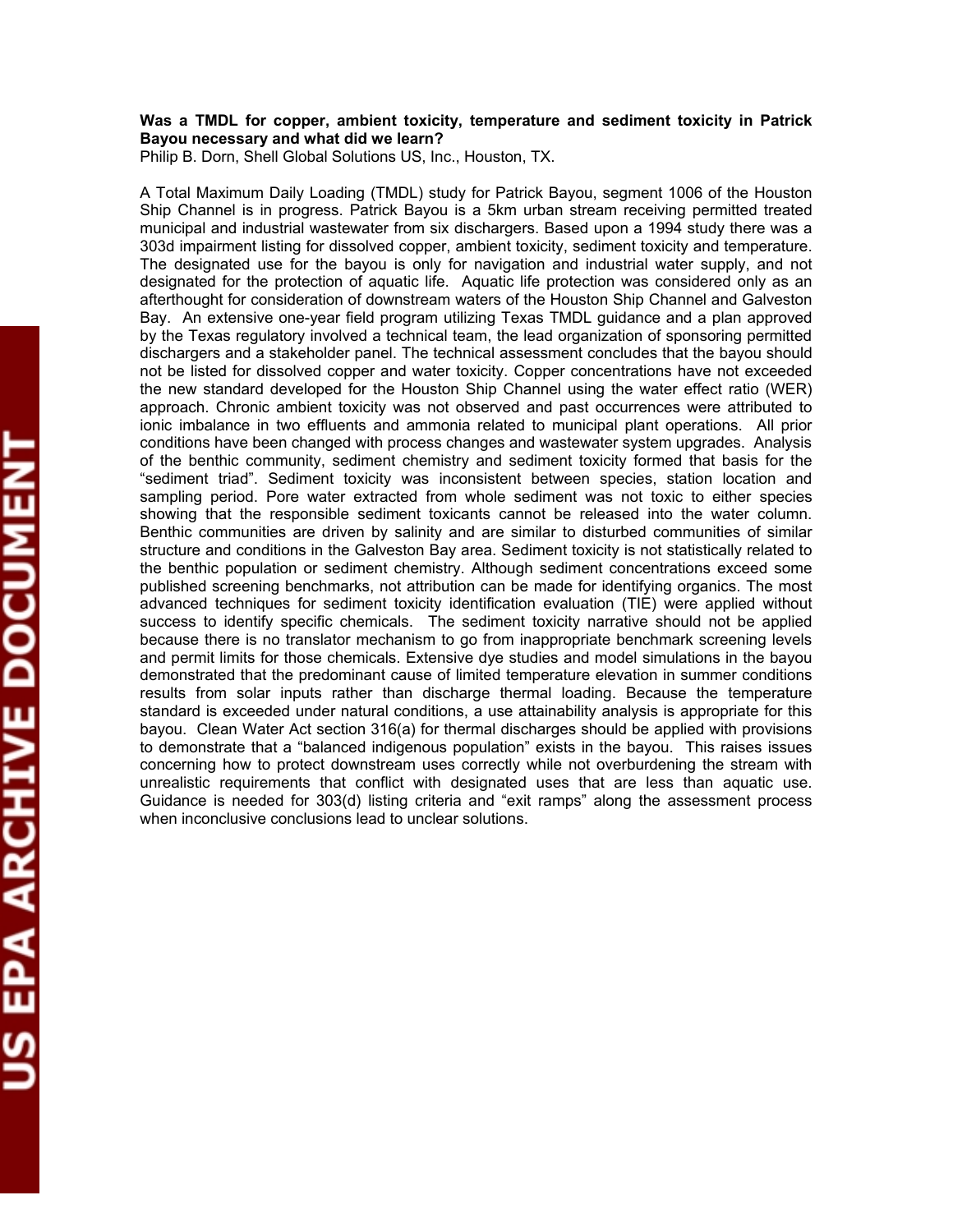**Was a TMDL for copper, ambient toxicity, temperature and sediment toxicity in Patrick Bayou necessary and what did we learn?**
Philip B. Dorn, Shell Global Solutions US, Inc., Houston, TX.

A Total Maximum Daily Loading (TMDL) study for Patrick Bayou, segment 1006 of the Houston Ship Channel is in progress. Patrick Bayou is a 5km urban stream receiving permitted treated municipal and industrial wastewater from six dischargers. Based upon a 1994 study there was a 303d impairment listing for dissolved copper, ambient toxicity, sediment toxicity and temperature. The designated use for the bayou is only for navigation and industrial water supply, and not designated for the protection of aquatic life. Aquatic life protection was considered only as an afterthought for consideration of downstream waters of the Houston Ship Channel and Galveston Bay. An extensive one-year field program utilizing Texas TMDL guidance and a plan approved by the Texas regulatory involved a technical team, the lead organization of sponsoring permitted dischargers and a stakeholder panel. The technical assessment concludes that the bayou should not be listed for dissolved copper and water toxicity. Copper concentrations have not exceeded the new standard developed for the Houston Ship Channel using the water effect ratio (WER) approach. Chronic ambient toxicity was not observed and past occurrences were attributed to ionic imbalance in two effluents and ammonia related to municipal plant operations. All prior conditions have been changed with process changes and wastewater system upgrades. Analysis of the benthic community, sediment chemistry and sediment toxicity formed that basis for the "sediment triad". Sediment toxicity was inconsistent between species, station location and sampling period. Pore water extracted from whole sediment was not toxic to either species showing that the responsible sediment toxicants cannot be released into the water column. Benthic communities are driven by salinity and are similar to disturbed communities of similar structure and conditions in the Galveston Bay area. Sediment toxicity is not statistically related to the benthic population or sediment chemistry. Although sediment concentrations exceed some published screening benchmarks, not attribution can be made for identifying organics. The most advanced techniques for sediment toxicity identification evaluation (TIE) were applied without success to identify specific chemicals. The sediment toxicity narrative should not be applied because there is no translator mechanism to go from inappropriate benchmark screening levels and permit limits for those chemicals. Extensive dye studies and model simulations in the bayou demonstrated that the predominant cause of limited temperature elevation in summer conditions results from solar inputs rather than discharge thermal loading. Because the temperature standard is exceeded under natural conditions, a use attainability analysis is appropriate for this bayou. Clean Water Act section 316(a) for thermal discharges should be applied with provisions to demonstrate that a "balanced indigenous population" exists in the bayou. This raises issues concerning how to protect downstream uses correctly while not overburdening the stream with unrealistic requirements that conflict with designated uses that are less than aquatic use. Guidance is needed for 303(d) listing criteria and "exit ramps" along the assessment process when inconclusive conclusions lead to unclear solutions.